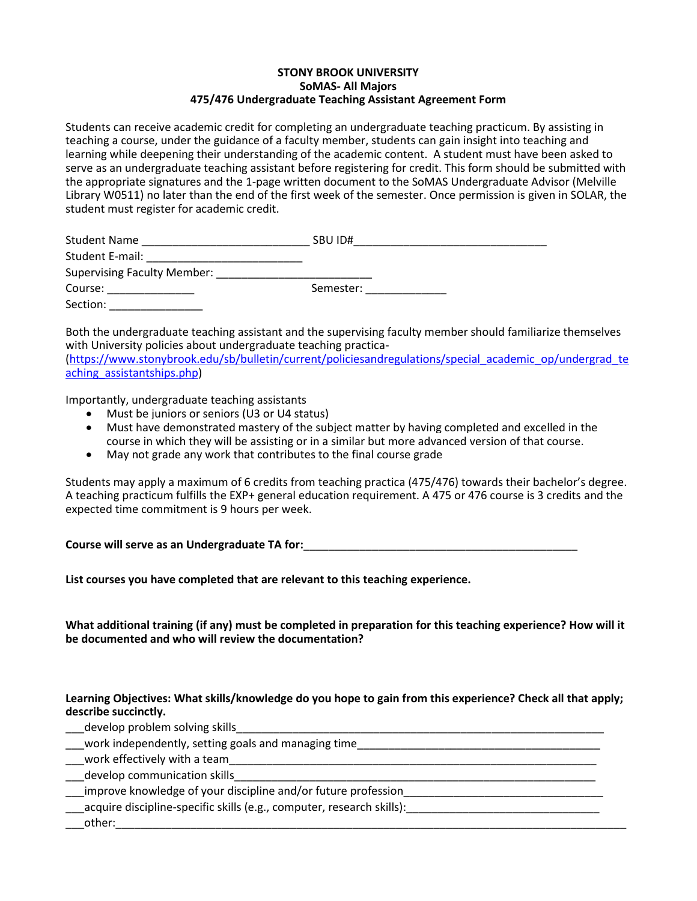**STONY BROOK UNIVERSITY**
**SoMAS- All Majors**
**475/476 Undergraduate Teaching Assistant Agreement Form**

Students can receive academic credit for completing an undergraduate teaching practicum. By assisting in teaching a course, under the guidance of a faculty member, students can gain insight into teaching and learning while deepening their understanding of the academic content. A student must have been asked to serve as an undergraduate teaching assistant before registering for credit. This form should be submitted with the appropriate signatures and the 1-page written document to the SoMAS Undergraduate Advisor (Melville Library W0511) no later than the end of the first week of the semester. Once permission is given in SOLAR, the student must register for academic credit.

Student Name ___________________________ SBU ID#_______________________________

Student E-mail: _________________________

Supervising Faculty Member: _________________________

Course: ______________ Semester: _____________

Section: _______________

Both the undergraduate teaching assistant and the supervising faculty member should familiarize themselves with University policies about undergraduate teaching practica- (https://www.stonybrook.edu/sb/bulletin/current/policiesandregulations/special_academic_op/undergrad_teaching_assistantships.php)

Importantly, undergraduate teaching assistants

- Must be juniors or seniors (U3 or U4 status)
- Must have demonstrated mastery of the subject matter by having completed and excelled in the course in which they will be assisting or in a similar but more advanced version of that course.
- May not grade any work that contributes to the final course grade

Students may apply a maximum of 6 credits from teaching practica (475/476) towards their bachelor's degree. A teaching practicum fulfills the EXP+ general education requirement. A 475 or 476 course is 3 credits and the expected time commitment is 9 hours per week.

**Course will serve as an Undergraduate TA for:**_____________________________________________

**List courses you have completed that are relevant to this teaching experience.**

**What additional training (if any) must be completed in preparation for this teaching experience? How will it be documented and who will review the documentation?**

**Learning Objectives: What skills/knowledge do you hope to gain from this experience? Check all that apply; describe succinctly.**

___develop problem solving skills______________________________________________________________

___work independently, setting goals and managing time________________________________________

___work effectively with a team_______________________________________________________________

___develop communication skills______________________________________________________________

___improve knowledge of your discipline and/or future profession_______________________________

___acquire discipline-specific skills (e.g., computer, research skills):_______________________________

___other:_________________________________________________________________________________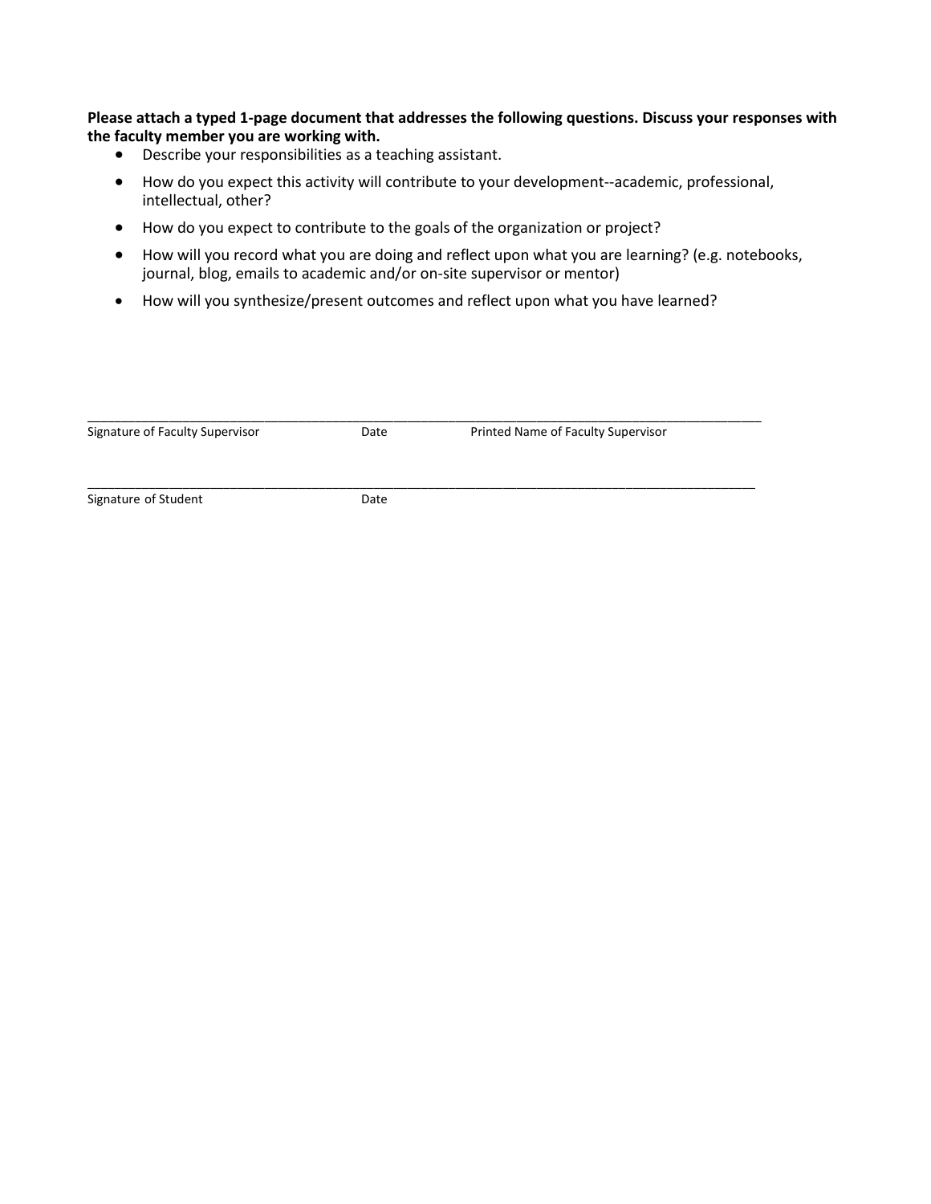**Please attach a typed 1-page document that addresses the following questions. Discuss your responses with the faculty member you are working with.**

- Describe your responsibilities as a teaching assistant.
- How do you expect this activity will contribute to your development--academic, professional, intellectual, other?
- How do you expect to contribute to the goals of the organization or project?
- How will you record what you are doing and reflect upon what you are learning? (e.g. notebooks, journal, blog, emails to academic and/or on-site supervisor or mentor)
- How will you synthesize/present outcomes and reflect upon what you have learned?

______________________________________________________________________________________

Signature of Faculty Supervisor Date Printed Name of Faculty Supervisor

______________________________________________________________________________________

Signature of Student Date